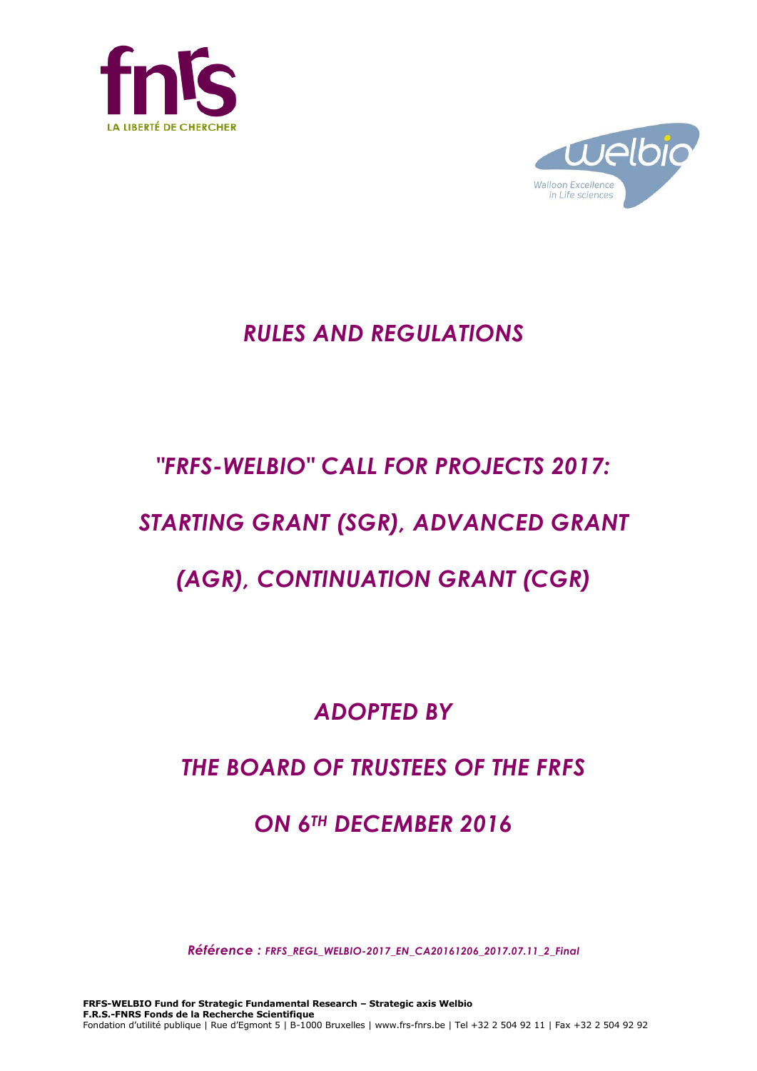# *RULES AND REGULATIONS*

# *"FRFS-WELBIO" CALL FOR PROJECTS 2017: STARTING GRANT (SGR), ADVANCED GRANT (AGR), CONTINUATION GRANT (CGR)*

## *ADOPTED BY*

## *THE BOARD OF TRUSTEES OF THE FRFS*

## *ON 6TH DECEMBER 2016*

*Référence : FRFS_REGL_WELBIO-2017_EN_CA20161206_2017.07.11_2_Final*

**FRFS-WELBIO Fund for Strategic Fundamental Research – Strategic axis Welbio**
**F.R.S.-FNRS Fonds de la Recherche Scientifique**
Fondation d'utilité publique | Rue d'Egmont 5 | B-1000 Bruxelles | www.frs-fnrs.be | Tel +32 2 504 92 11 | Fax +32 2 504 92 92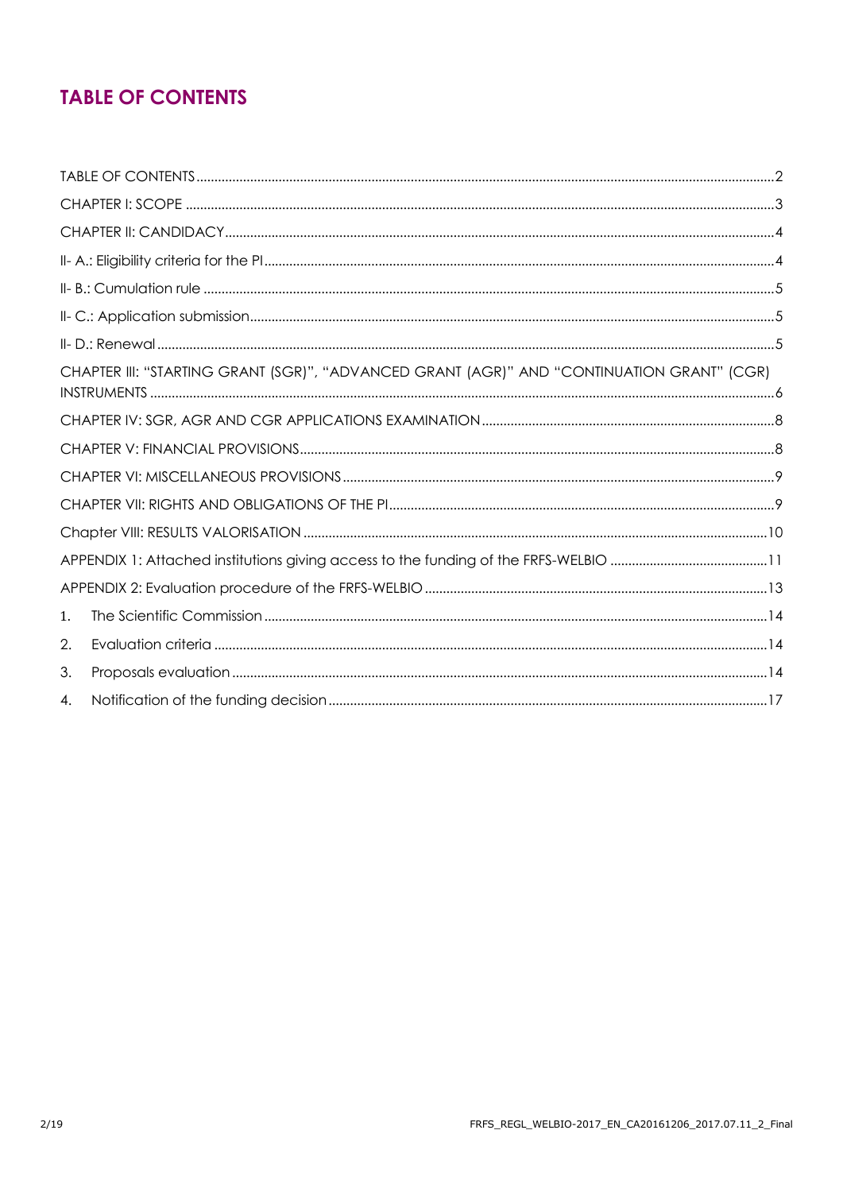# TABLE OF CONTENTS

TABLE OF CONTENTS ..... 2

CHAPTER I: SCOPE ..... 3

CHAPTER II: CANDIDACY ..... 4

II- A.: Eligibility criteria for the PI ..... 4

II- B.: Cumulation rule ..... 5

II- C.: Application submission ..... 5

II- D.: Renewal ..... 5

CHAPTER III: "STARTING GRANT (SGR)", "ADVANCED GRANT (AGR)" AND "CONTINUATION GRANT" (CGR) INSTRUMENTS ..... 6

CHAPTER IV: SGR, AGR AND CGR APPLICATIONS EXAMINATION ..... 8

CHAPTER V: FINANCIAL PROVISIONS ..... 8

CHAPTER VI: MISCELLANEOUS PROVISIONS ..... 9

CHAPTER VII: RIGHTS AND OBLIGATIONS OF THE PI ..... 9

Chapter VIII: RESULTS VALORISATION ..... 10

APPENDIX 1: Attached institutions giving access to the funding of the FRFS-WELBIO ..... 11

APPENDIX 2: Evaluation procedure of the FRFS-WELBIO ..... 13

1. The Scientific Commission ..... 14
2. Evaluation criteria ..... 14
3. Proposals evaluation ..... 14
4. Notification of the funding decision ..... 17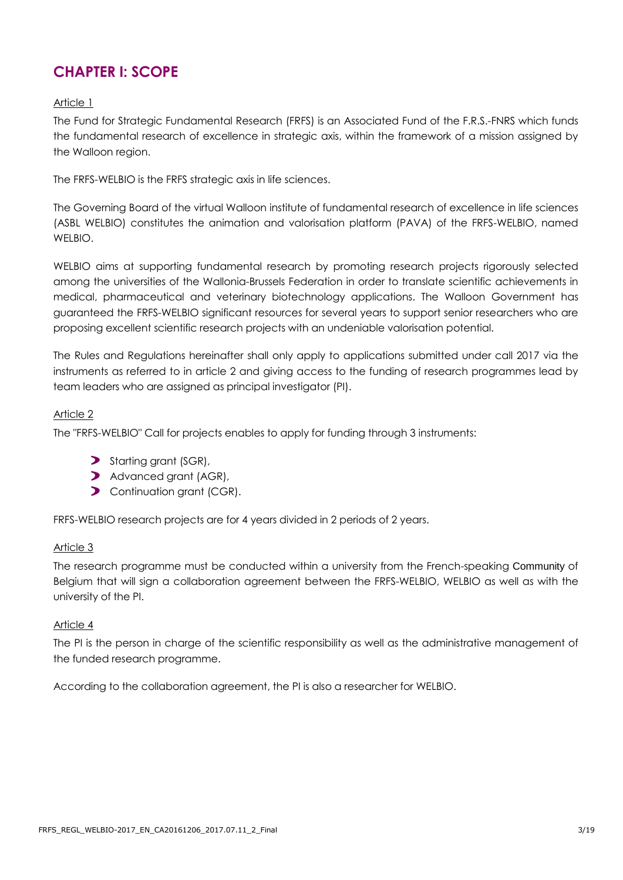# CHAPTER I: SCOPE

Article 1

The Fund for Strategic Fundamental Research (FRFS) is an Associated Fund of the F.R.S.-FNRS which funds the fundamental research of excellence in strategic axis, within the framework of a mission assigned by the Walloon region.

The FRFS-WELBIO is the FRFS strategic axis in life sciences.

The Governing Board of the virtual Walloon institute of fundamental research of excellence in life sciences (ASBL WELBIO) constitutes the animation and valorisation platform (PAVA) of the FRFS-WELBIO, named WELBIO.

WELBIO aims at supporting fundamental research by promoting research projects rigorously selected among the universities of the Wallonia-Brussels Federation in order to translate scientific achievements in medical, pharmaceutical and veterinary biotechnology applications. The Walloon Government has guaranteed the FRFS-WELBIO significant resources for several years to support senior researchers who are proposing excellent scientific research projects with an undeniable valorisation potential.

The Rules and Regulations hereinafter shall only apply to applications submitted under call 2017 via the instruments as referred to in article 2 and giving access to the funding of research programmes lead by team leaders who are assigned as principal investigator (PI).

Article 2

The "FRFS-WELBIO" Call for projects enables to apply for funding through 3 instruments:

- Starting grant (SGR),
- Advanced grant (AGR),
- Continuation grant (CGR).

FRFS-WELBIO research projects are for 4 years divided in 2 periods of 2 years.

Article 3

The research programme must be conducted within a university from the French-speaking Community of Belgium that will sign a collaboration agreement between the FRFS-WELBIO, WELBIO as well as with the university of the PI.

Article 4

The PI is the person in charge of the scientific responsibility as well as the administrative management of the funded research programme.

According to the collaboration agreement, the PI is also a researcher for WELBIO.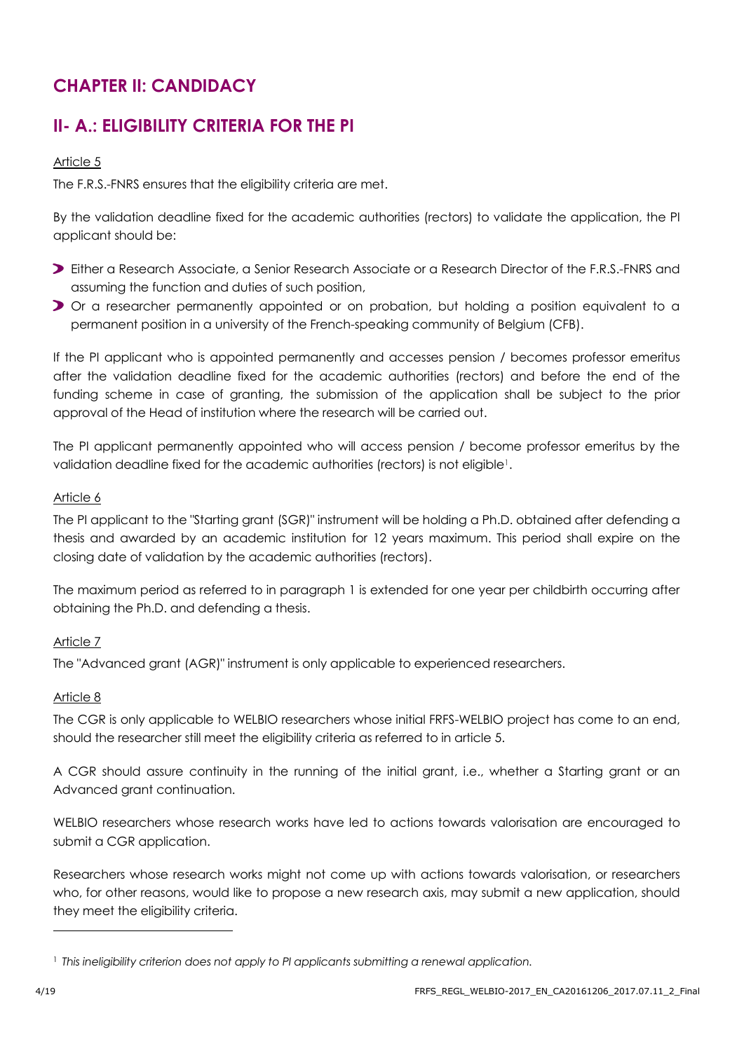# CHAPTER II: CANDIDACY

## II- A.: ELIGIBILITY CRITERIA FOR THE PI

Article 5

The F.R.S.-FNRS ensures that the eligibility criteria are met.

By the validation deadline fixed for the academic authorities (rectors) to validate the application, the PI applicant should be:

- Either a Research Associate, a Senior Research Associate or a Research Director of the F.R.S.-FNRS and assuming the function and duties of such position,
- Or a researcher permanently appointed or on probation, but holding a position equivalent to a permanent position in a university of the French-speaking community of Belgium (CFB).

If the PI applicant who is appointed permanently and accesses pension / becomes professor emeritus after the validation deadline fixed for the academic authorities (rectors) and before the end of the funding scheme in case of granting, the submission of the application shall be subject to the prior approval of the Head of institution where the research will be carried out.

The PI applicant permanently appointed who will access pension / become professor emeritus by the validation deadline fixed for the academic authorities (rectors) is not eligible[1].

Article 6

The PI applicant to the "Starting grant (SGR)" instrument will be holding a Ph.D. obtained after defending a thesis and awarded by an academic institution for 12 years maximum. This period shall expire on the closing date of validation by the academic authorities (rectors).

The maximum period as referred to in paragraph 1 is extended for one year per childbirth occurring after obtaining the Ph.D. and defending a thesis.

Article 7

The "Advanced grant (AGR)" instrument is only applicable to experienced researchers.

Article 8

The CGR is only applicable to WELBIO researchers whose initial FRFS-WELBIO project has come to an end, should the researcher still meet the eligibility criteria as referred to in article 5.

A CGR should assure continuity in the running of the initial grant, i.e., whether a Starting grant or an Advanced grant continuation.

WELBIO researchers whose research works have led to actions towards valorisation are encouraged to submit a CGR application.

Researchers whose research works might not come up with actions towards valorisation, or researchers who, for other reasons, would like to propose a new research axis, may submit a new application, should they meet the eligibility criteria.

---

[1] *This ineligibility criterion does not apply to PI applicants submitting a renewal application.*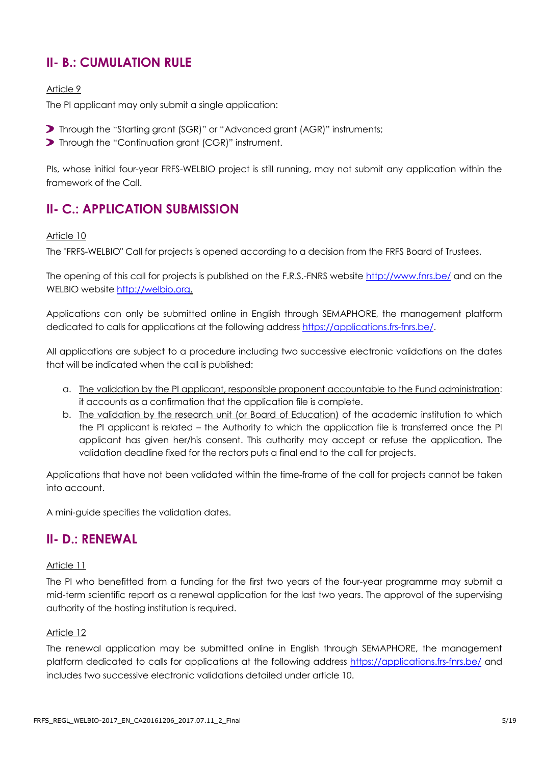## II- B.: CUMULATION RULE

Article 9

The PI applicant may only submit a single application:

- Through the "Starting grant (SGR)" or "Advanced grant (AGR)" instruments;
- Through the "Continuation grant (CGR)" instrument.

PIs, whose initial four-year FRFS-WELBIO project is still running, may not submit any application within the framework of the Call.

## II- C.: APPLICATION SUBMISSION

Article 10

The "FRFS-WELBIO" Call for projects is opened according to a decision from the FRFS Board of Trustees.

The opening of this call for projects is published on the F.R.S.-FNRS website http://www.fnrs.be/ and on the WELBIO website http://welbio.org.

Applications can only be submitted online in English through SEMAPHORE, the management platform dedicated to calls for applications at the following address https://applications.frs-fnrs.be/.

All applications are subject to a procedure including two successive electronic validations on the dates that will be indicated when the call is published:

a. The validation by the PI applicant, responsible proponent accountable to the Fund administration: it accounts as a confirmation that the application file is complete.
b. The validation by the research unit (or Board of Education) of the academic institution to which the PI applicant is related – the Authority to which the application file is transferred once the PI applicant has given her/his consent. This authority may accept or refuse the application. The validation deadline fixed for the rectors puts a final end to the call for projects.

Applications that have not been validated within the time-frame of the call for projects cannot be taken into account.

A mini-guide specifies the validation dates.

## II- D.: RENEWAL

Article 11

The PI who benefitted from a funding for the first two years of the four-year programme may submit a mid-term scientific report as a renewal application for the last two years. The approval of the supervising authority of the hosting institution is required.

Article 12

The renewal application may be submitted online in English through SEMAPHORE, the management platform dedicated to calls for applications at the following address https://applications.frs-fnrs.be/ and includes two successive electronic validations detailed under article 10.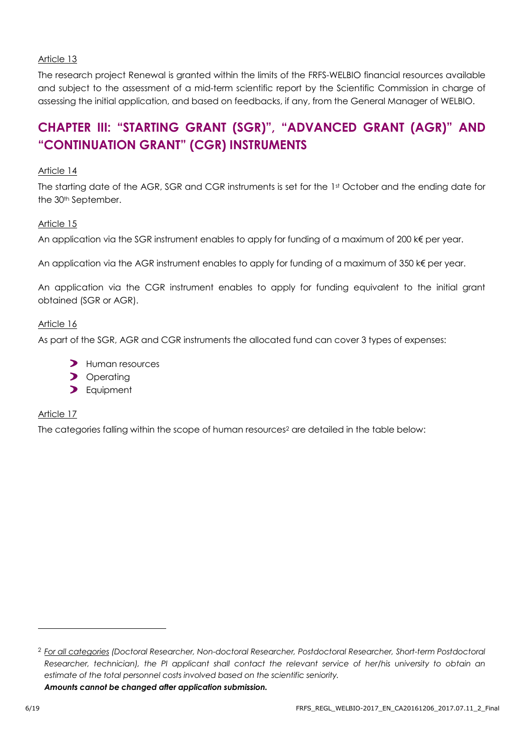Article 13

The research project Renewal is granted within the limits of the FRFS-WELBIO financial resources available and subject to the assessment of a mid-term scientific report by the Scientific Commission in charge of assessing the initial application, and based on feedbacks, if any, from the General Manager of WELBIO.

## CHAPTER III: "STARTING GRANT (SGR)", "ADVANCED GRANT (AGR)" AND "CONTINUATION GRANT" (CGR) INSTRUMENTS

Article 14

The starting date of the AGR, SGR and CGR instruments is set for the 1st October and the ending date for the 30th September.

Article 15

An application via the SGR instrument enables to apply for funding of a maximum of 200 k€ per year.

An application via the AGR instrument enables to apply for funding of a maximum of 350 k€ per year.

An application via the CGR instrument enables to apply for funding equivalent to the initial grant obtained (SGR or AGR).

Article 16

As part of the SGR, AGR and CGR instruments the allocated fund can cover 3 types of expenses:

- Human resources
- Operating
- Equipment

Article 17

The categories falling within the scope of human resources[2] are detailed in the table below:

---

[2] *For all categories (Doctoral Researcher, Non-doctoral Researcher, Postdoctoral Researcher, Short-term Postdoctoral Researcher, technician), the PI applicant shall contact the relevant service of her/his university to obtain an estimate of the total personnel costs involved based on the scientific seniority.*

***Amounts cannot be changed after application submission.***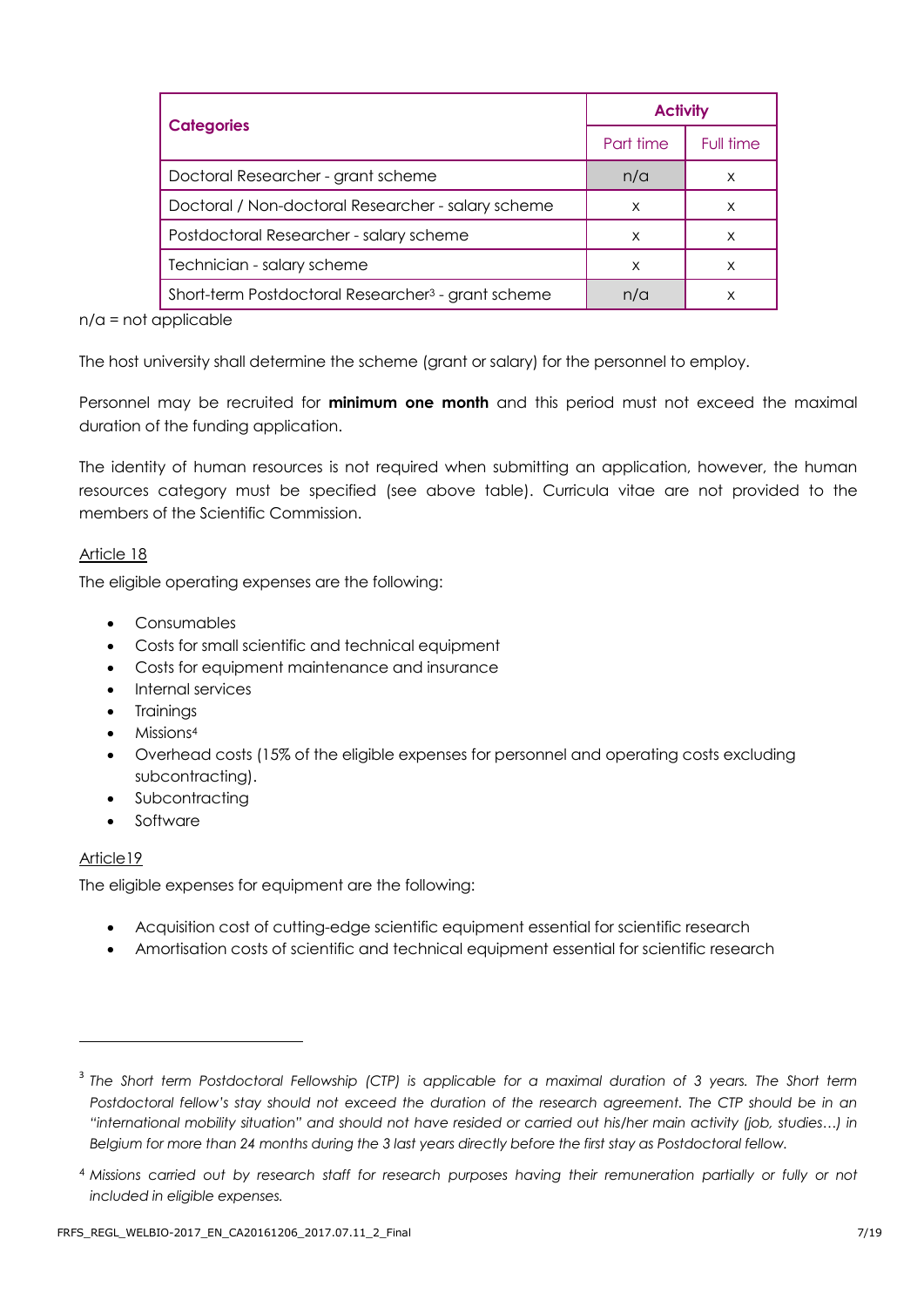| Categories | Activity | |
|---|---|---|
| | Part time | Full time |
| Doctoral Researcher - grant scheme | n/a | x |
| Doctoral / Non-doctoral Researcher - salary scheme | x | x |
| Postdoctoral Researcher - salary scheme | x | x |
| Technician - salary scheme | x | x |
| Short-term Postdoctoral Researcher[3] - grant scheme | n/a | x |

n/a = not applicable

The host university shall determine the scheme (grant or salary) for the personnel to employ.

Personnel may be recruited for **minimum one month** and this period must not exceed the maximal duration of the funding application.

The identity of human resources is not required when submitting an application, however, the human resources category must be specified (see above table). Curricula vitae are not provided to the members of the Scientific Commission.

Article 18

The eligible operating expenses are the following:

- Consumables
- Costs for small scientific and technical equipment
- Costs for equipment maintenance and insurance
- Internal services
- Trainings
- Missions[4]
- Overhead costs (15% of the eligible expenses for personnel and operating costs excluding subcontracting).
- Subcontracting
- Software

Article19

The eligible expenses for equipment are the following:

- Acquisition cost of cutting-edge scientific equipment essential for scientific research
- Amortisation costs of scientific and technical equipment essential for scientific research

---

[3] *The Short term Postdoctoral Fellowship (CTP) is applicable for a maximal duration of 3 years. The Short term Postdoctoral fellow's stay should not exceed the duration of the research agreement. The CTP should be in an "international mobility situation" and should not have resided or carried out his/her main activity (job, studies…) in Belgium for more than 24 months during the 3 last years directly before the first stay as Postdoctoral fellow.*

[4] *Missions carried out by research staff for research purposes having their remuneration partially or fully or not included in eligible expenses.*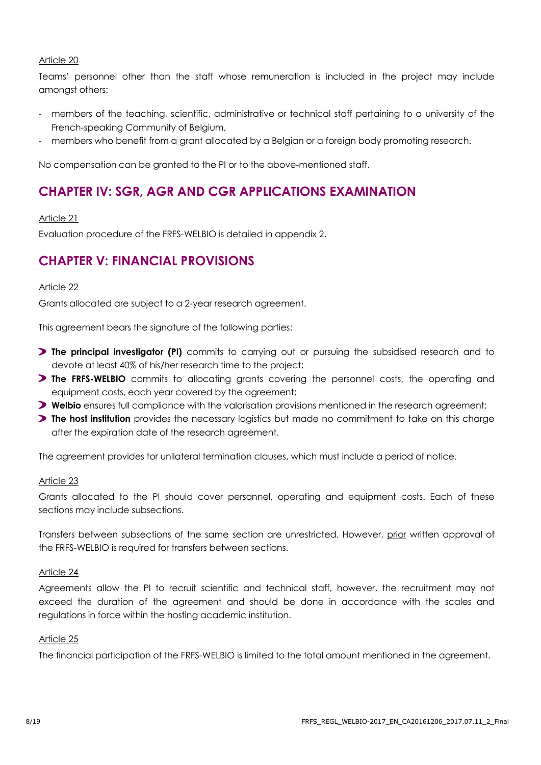Article 20

Teams' personnel other than the staff whose remuneration is included in the project may include amongst others:

- members of the teaching, scientific, administrative or technical staff pertaining to a university of the French-speaking Community of Belgium,
- members who benefit from a grant allocated by a Belgian or a foreign body promoting research.

No compensation can be granted to the PI or to the above-mentioned staff.

## CHAPTER IV: SGR, AGR AND CGR APPLICATIONS EXAMINATION

Article 21

Evaluation procedure of the FRFS-WELBIO is detailed in appendix 2.

## CHAPTER V: FINANCIAL PROVISIONS

Article 22

Grants allocated are subject to a 2-year research agreement.

This agreement bears the signature of the following parties:

- **The principal investigator (PI)** commits to carrying out or pursuing the subsidised research and to devote at least 40% of his/her research time to the project;
- **The FRFS-WELBIO** commits to allocating grants covering the personnel costs, the operating and equipment costs, each year covered by the agreement;
- **Welbio** ensures full compliance with the valorisation provisions mentioned in the research agreement;
- **The host institution** provides the necessary logistics but made no commitment to take on this charge after the expiration date of the research agreement.

The agreement provides for unilateral termination clauses, which must include a period of notice.

Article 23

Grants allocated to the PI should cover personnel, operating and equipment costs. Each of these sections may include subsections.

Transfers between subsections of the same section are unrestricted. However, prior written approval of the FRFS-WELBIO is required for transfers between sections.

Article 24

Agreements allow the PI to recruit scientific and technical staff, however, the recruitment may not exceed the duration of the agreement and should be done in accordance with the scales and regulations in force within the hosting academic institution.

Article 25

The financial participation of the FRFS-WELBIO is limited to the total amount mentioned in the agreement.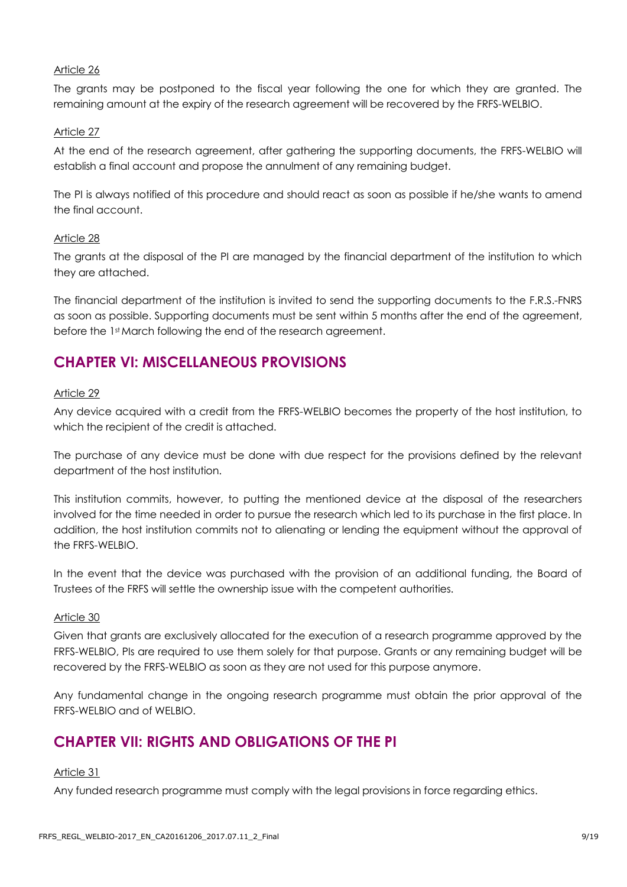Article 26

The grants may be postponed to the fiscal year following the one for which they are granted. The remaining amount at the expiry of the research agreement will be recovered by the FRFS-WELBIO.

Article 27

At the end of the research agreement, after gathering the supporting documents, the FRFS-WELBIO will establish a final account and propose the annulment of any remaining budget.

The PI is always notified of this procedure and should react as soon as possible if he/she wants to amend the final account.

Article 28

The grants at the disposal of the PI are managed by the financial department of the institution to which they are attached.

The financial department of the institution is invited to send the supporting documents to the F.R.S.-FNRS as soon as possible. Supporting documents must be sent within 5 months after the end of the agreement, before the 1st March following the end of the research agreement.

## CHAPTER VI: MISCELLANEOUS PROVISIONS

Article 29

Any device acquired with a credit from the FRFS-WELBIO becomes the property of the host institution, to which the recipient of the credit is attached.

The purchase of any device must be done with due respect for the provisions defined by the relevant department of the host institution.

This institution commits, however, to putting the mentioned device at the disposal of the researchers involved for the time needed in order to pursue the research which led to its purchase in the first place. In addition, the host institution commits not to alienating or lending the equipment without the approval of the FRFS-WELBIO.

In the event that the device was purchased with the provision of an additional funding, the Board of Trustees of the FRFS will settle the ownership issue with the competent authorities.

Article 30

Given that grants are exclusively allocated for the execution of a research programme approved by the FRFS-WELBIO, PIs are required to use them solely for that purpose. Grants or any remaining budget will be recovered by the FRFS-WELBIO as soon as they are not used for this purpose anymore.

Any fundamental change in the ongoing research programme must obtain the prior approval of the FRFS-WELBIO and of WELBIO.

## CHAPTER VII: RIGHTS AND OBLIGATIONS OF THE PI

Article 31

Any funded research programme must comply with the legal provisions in force regarding ethics.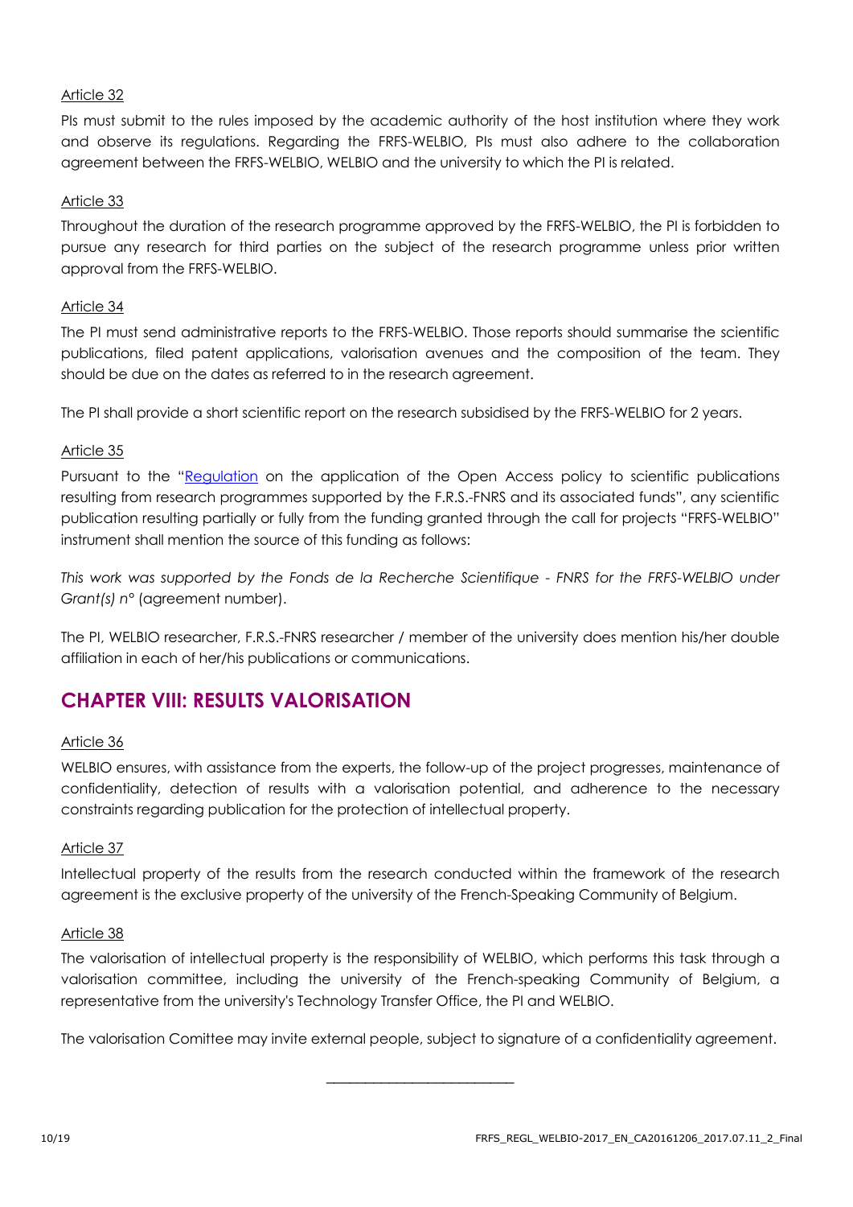Article 32

PIs must submit to the rules imposed by the academic authority of the host institution where they work and observe its regulations. Regarding the FRFS-WELBIO, PIs must also adhere to the collaboration agreement between the FRFS-WELBIO, WELBIO and the university to which the PI is related.

Article 33

Throughout the duration of the research programme approved by the FRFS-WELBIO, the PI is forbidden to pursue any research for third parties on the subject of the research programme unless prior written approval from the FRFS-WELBIO.

Article 34

The PI must send administrative reports to the FRFS-WELBIO. Those reports should summarise the scientific publications, filed patent applications, valorisation avenues and the composition of the team. They should be due on the dates as referred to in the research agreement.

The PI shall provide a short scientific report on the research subsidised by the FRFS-WELBIO for 2 years.

Article 35

Pursuant to the "Regulation on the application of the Open Access policy to scientific publications resulting from research programmes supported by the F.R.S.-FNRS and its associated funds", any scientific publication resulting partially or fully from the funding granted through the call for projects "FRFS-WELBIO" instrument shall mention the source of this funding as follows:

*This work was supported by the Fonds de la Recherche Scientifique - FNRS for the FRFS-WELBIO under Grant(s) n°* (agreement number).

The PI, WELBIO researcher, F.R.S.-FNRS researcher / member of the university does mention his/her double affiliation in each of her/his publications or communications.

## CHAPTER VIII: RESULTS VALORISATION

Article 36

WELBIO ensures, with assistance from the experts, the follow-up of the project progresses, maintenance of confidentiality, detection of results with a valorisation potential, and adherence to the necessary constraints regarding publication for the protection of intellectual property.

Article 37

Intellectual property of the results from the research conducted within the framework of the research agreement is the exclusive property of the university of the French-Speaking Community of Belgium.

Article 38

The valorisation of intellectual property is the responsibility of WELBIO, which performs this task through a valorisation committee, including the university of the French-speaking Community of Belgium, a representative from the university's Technology Transfer Office, the PI and WELBIO.

The valorisation Comittee may invite external people, subject to signature of a confidentiality agreement.

---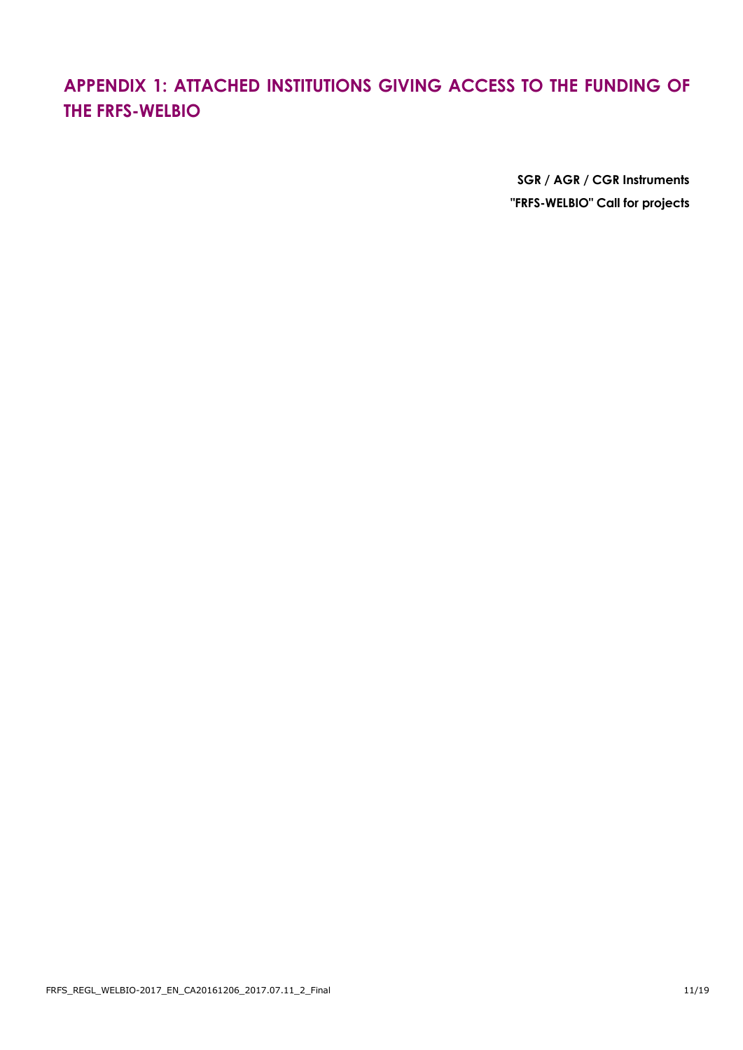# APPENDIX 1: ATTACHED INSTITUTIONS GIVING ACCESS TO THE FUNDING OF THE FRFS-WELBIO

**SGR / AGR / CGR Instruments**

**"FRFS-WELBIO" Call for projects**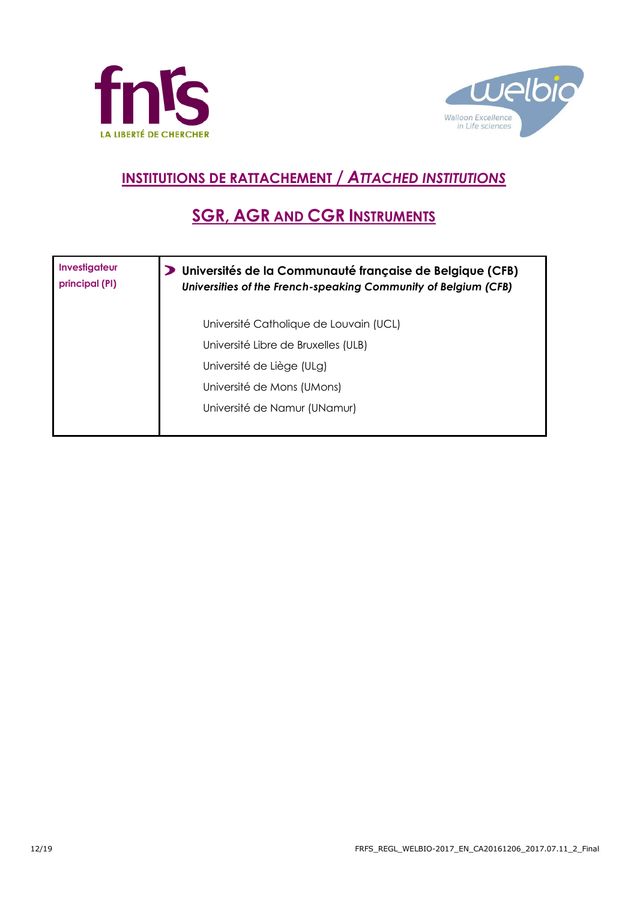## INSTITUTIONS DE RATTACHEMENT / *ATTACHED INSTITUTIONS*

## SGR, AGR AND CGR INSTRUMENTS

| Investigateur principal (PI) | **Universités de la Communauté française de Belgique (CFB)**<br>***Universities of the French-speaking Community of Belgium (CFB)***<br><br>Université Catholique de Louvain (UCL)<br>Université Libre de Bruxelles (ULB)<br>Université de Liège (ULg)<br>Université de Mons (UMons)<br>Université de Namur (UNamur) |
|---|---|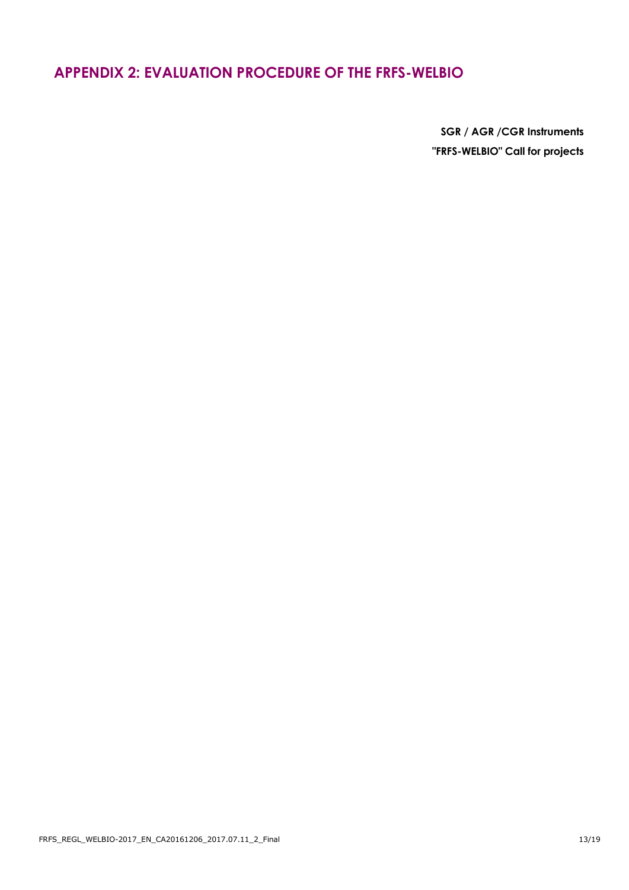# APPENDIX 2: EVALUATION PROCEDURE OF THE FRFS-WELBIO

**SGR / AGR /CGR Instruments**

**"FRFS-WELBIO" Call for projects**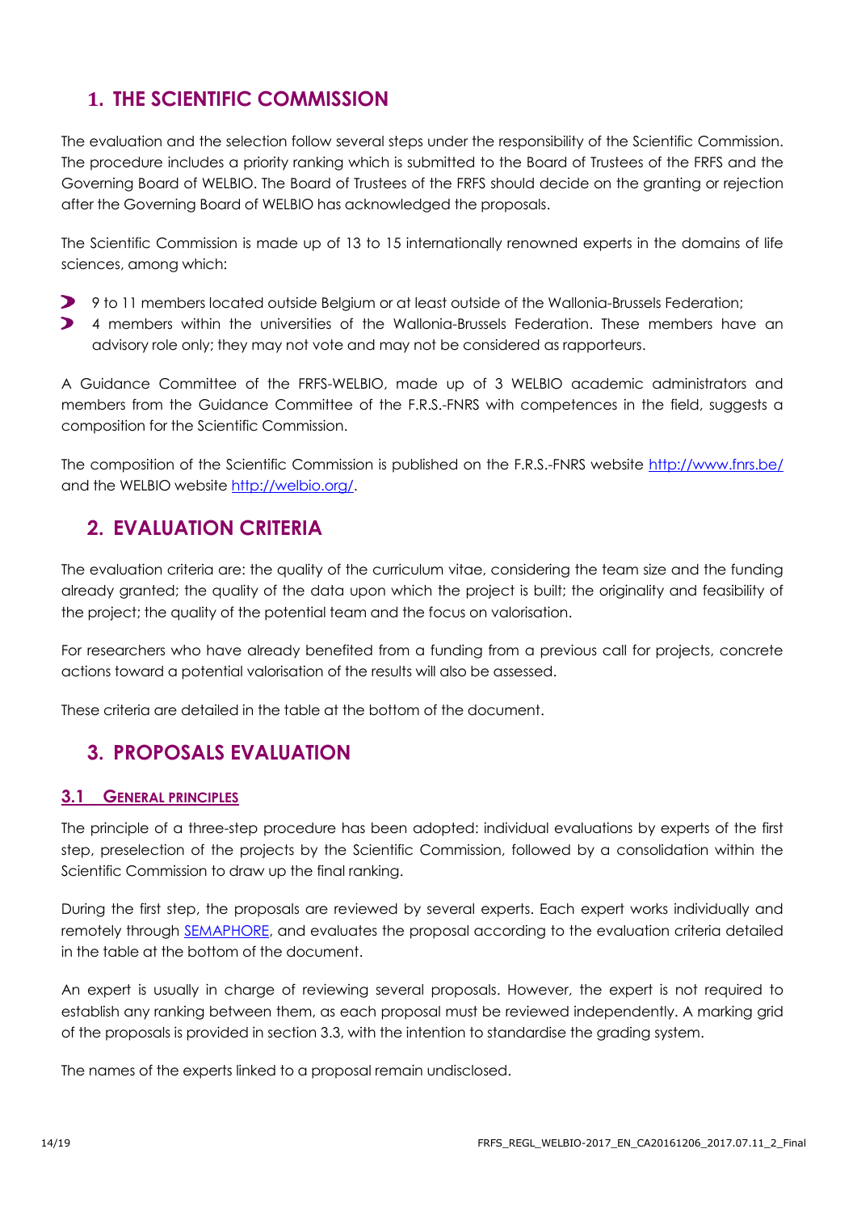## 1. THE SCIENTIFIC COMMISSION

The evaluation and the selection follow several steps under the responsibility of the Scientific Commission. The procedure includes a priority ranking which is submitted to the Board of Trustees of the FRFS and the Governing Board of WELBIO. The Board of Trustees of the FRFS should decide on the granting or rejection after the Governing Board of WELBIO has acknowledged the proposals.

The Scientific Commission is made up of 13 to 15 internationally renowned experts in the domains of life sciences, among which:

- 9 to 11 members located outside Belgium or at least outside of the Wallonia-Brussels Federation;
- 4 members within the universities of the Wallonia-Brussels Federation. These members have an advisory role only; they may not vote and may not be considered as rapporteurs.

A Guidance Committee of the FRFS-WELBIO, made up of 3 WELBIO academic administrators and members from the Guidance Committee of the F.R.S.-FNRS with competences in the field, suggests a composition for the Scientific Commission.

The composition of the Scientific Commission is published on the F.R.S.-FNRS website [http://www.fnrs.be/](http://www.fnrs.be/) and the WELBIO website [http://welbio.org/](http://welbio.org/).

## 2. EVALUATION CRITERIA

The evaluation criteria are: the quality of the curriculum vitae, considering the team size and the funding already granted; the quality of the data upon which the project is built; the originality and feasibility of the project; the quality of the potential team and the focus on valorisation.

For researchers who have already benefited from a funding from a previous call for projects, concrete actions toward a potential valorisation of the results will also be assessed.

These criteria are detailed in the table at the bottom of the document.

## 3. PROPOSALS EVALUATION

### 3.1 General principles

The principle of a three-step procedure has been adopted: individual evaluations by experts of the first step, preselection of the projects by the Scientific Commission, followed by a consolidation within the Scientific Commission to draw up the final ranking.

During the first step, the proposals are reviewed by several experts. Each expert works individually and remotely through SEMAPHORE, and evaluates the proposal according to the evaluation criteria detailed in the table at the bottom of the document.

An expert is usually in charge of reviewing several proposals. However, the expert is not required to establish any ranking between them, as each proposal must be reviewed independently. A marking grid of the proposals is provided in section 3.3, with the intention to standardise the grading system.

The names of the experts linked to a proposal remain undisclosed.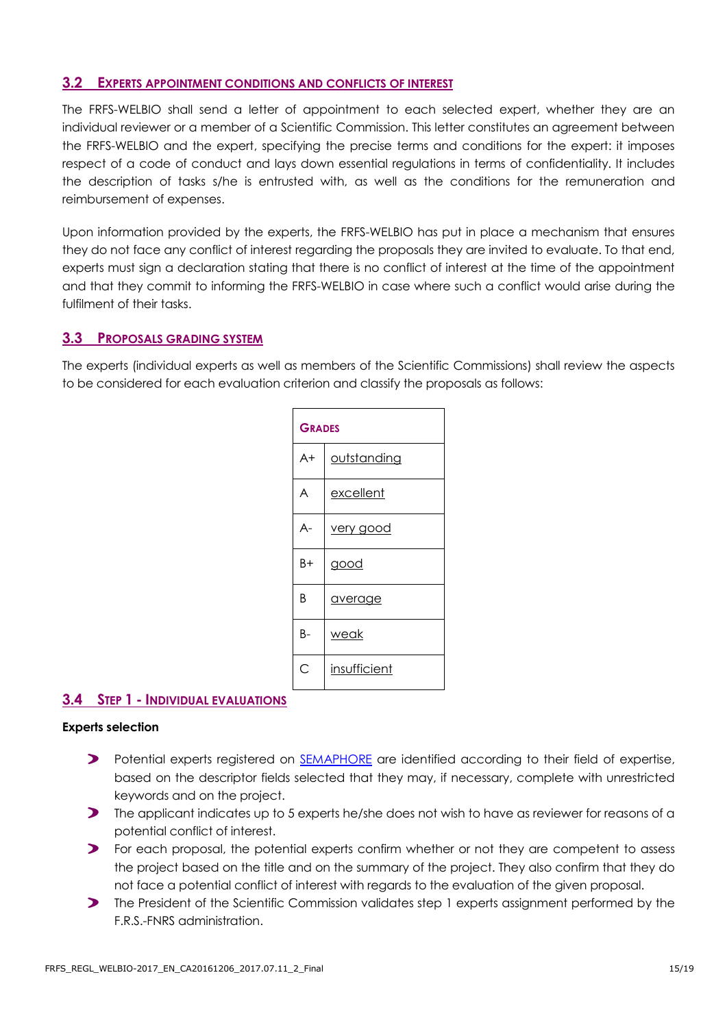## 3.2 EXPERTS APPOINTMENT CONDITIONS AND CONFLICTS OF INTEREST

The FRFS-WELBIO shall send a letter of appointment to each selected expert, whether they are an individual reviewer or a member of a Scientific Commission. This letter constitutes an agreement between the FRFS-WELBIO and the expert, specifying the precise terms and conditions for the expert: it imposes respect of a code of conduct and lays down essential regulations in terms of confidentiality. It includes the description of tasks s/he is entrusted with, as well as the conditions for the remuneration and reimbursement of expenses.

Upon information provided by the experts, the FRFS-WELBIO has put in place a mechanism that ensures they do not face any conflict of interest regarding the proposals they are invited to evaluate. To that end, experts must sign a declaration stating that there is no conflict of interest at the time of the appointment and that they commit to informing the FRFS-WELBIO in case where such a conflict would arise during the fulfilment of their tasks.

## 3.3 PROPOSALS GRADING SYSTEM

The experts (individual experts as well as members of the Scientific Commissions) shall review the aspects to be considered for each evaluation criterion and classify the proposals as follows:

| GRADES | |
|---|---|
| A+ | outstanding |
| A | excellent |
| A- | very good |
| B+ | good |
| B | average |
| B- | weak |
| C | insufficient |

## 3.4 STEP 1 - INDIVIDUAL EVALUATIONS

**Experts selection**

- Potential experts registered on SEMAPHORE are identified according to their field of expertise, based on the descriptor fields selected that they may, if necessary, complete with unrestricted keywords and on the project.
- The applicant indicates up to 5 experts he/she does not wish to have as reviewer for reasons of a potential conflict of interest.
- For each proposal, the potential experts confirm whether or not they are competent to assess the project based on the title and on the summary of the project. They also confirm that they do not face a potential conflict of interest with regards to the evaluation of the given proposal.
- The President of the Scientific Commission validates step 1 experts assignment performed by the F.R.S.-FNRS administration.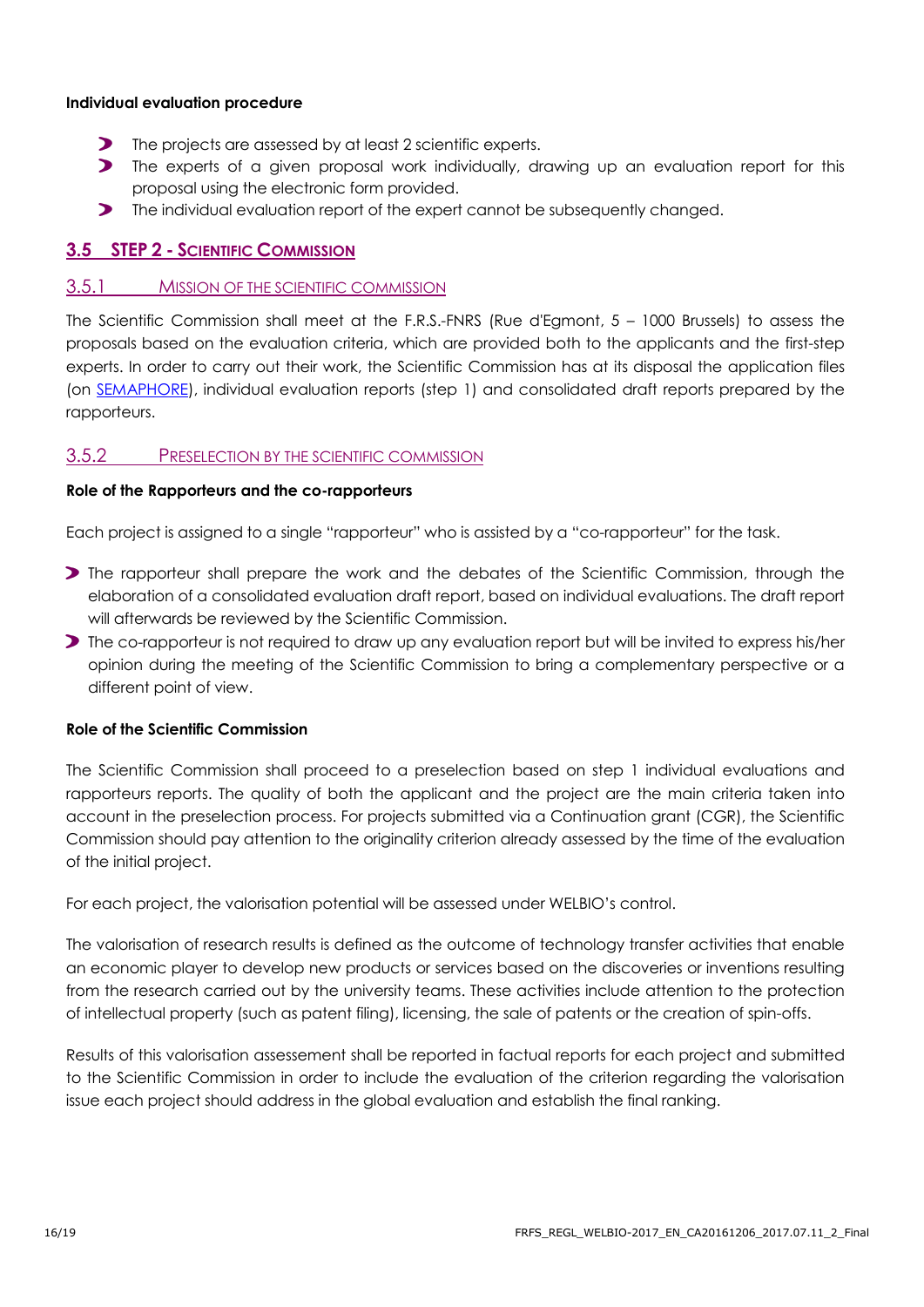**Individual evaluation procedure**

- The projects are assessed by at least 2 scientific experts.
- The experts of a given proposal work individually, drawing up an evaluation report for this proposal using the electronic form provided.
- The individual evaluation report of the expert cannot be subsequently changed.

## 3.5 STEP 2 - SCIENTIFIC COMMISSION

### 3.5.1 MISSION OF THE SCIENTIFIC COMMISSION

The Scientific Commission shall meet at the F.R.S.-FNRS (Rue d'Egmont, 5 – 1000 Brussels) to assess the proposals based on the evaluation criteria, which are provided both to the applicants and the first-step experts. In order to carry out their work, the Scientific Commission has at its disposal the application files (on SEMAPHORE), individual evaluation reports (step 1) and consolidated draft reports prepared by the rapporteurs.

### 3.5.2 PRESELECTION BY THE SCIENTIFIC COMMISSION

**Role of the Rapporteurs and the co-rapporteurs**

Each project is assigned to a single "rapporteur" who is assisted by a "co-rapporteur" for the task.

- The rapporteur shall prepare the work and the debates of the Scientific Commission, through the elaboration of a consolidated evaluation draft report, based on individual evaluations. The draft report will afterwards be reviewed by the Scientific Commission.
- The co-rapporteur is not required to draw up any evaluation report but will be invited to express his/her opinion during the meeting of the Scientific Commission to bring a complementary perspective or a different point of view.

**Role of the Scientific Commission**

The Scientific Commission shall proceed to a preselection based on step 1 individual evaluations and rapporteurs reports. The quality of both the applicant and the project are the main criteria taken into account in the preselection process. For projects submitted via a Continuation grant (CGR), the Scientific Commission should pay attention to the originality criterion already assessed by the time of the evaluation of the initial project.

For each project, the valorisation potential will be assessed under WELBIO's control.

The valorisation of research results is defined as the outcome of technology transfer activities that enable an economic player to develop new products or services based on the discoveries or inventions resulting from the research carried out by the university teams. These activities include attention to the protection of intellectual property (such as patent filing), licensing, the sale of patents or the creation of spin-offs.

Results of this valorisation assessement shall be reported in factual reports for each project and submitted to the Scientific Commission in order to include the evaluation of the criterion regarding the valorisation issue each project should address in the global evaluation and establish the final ranking.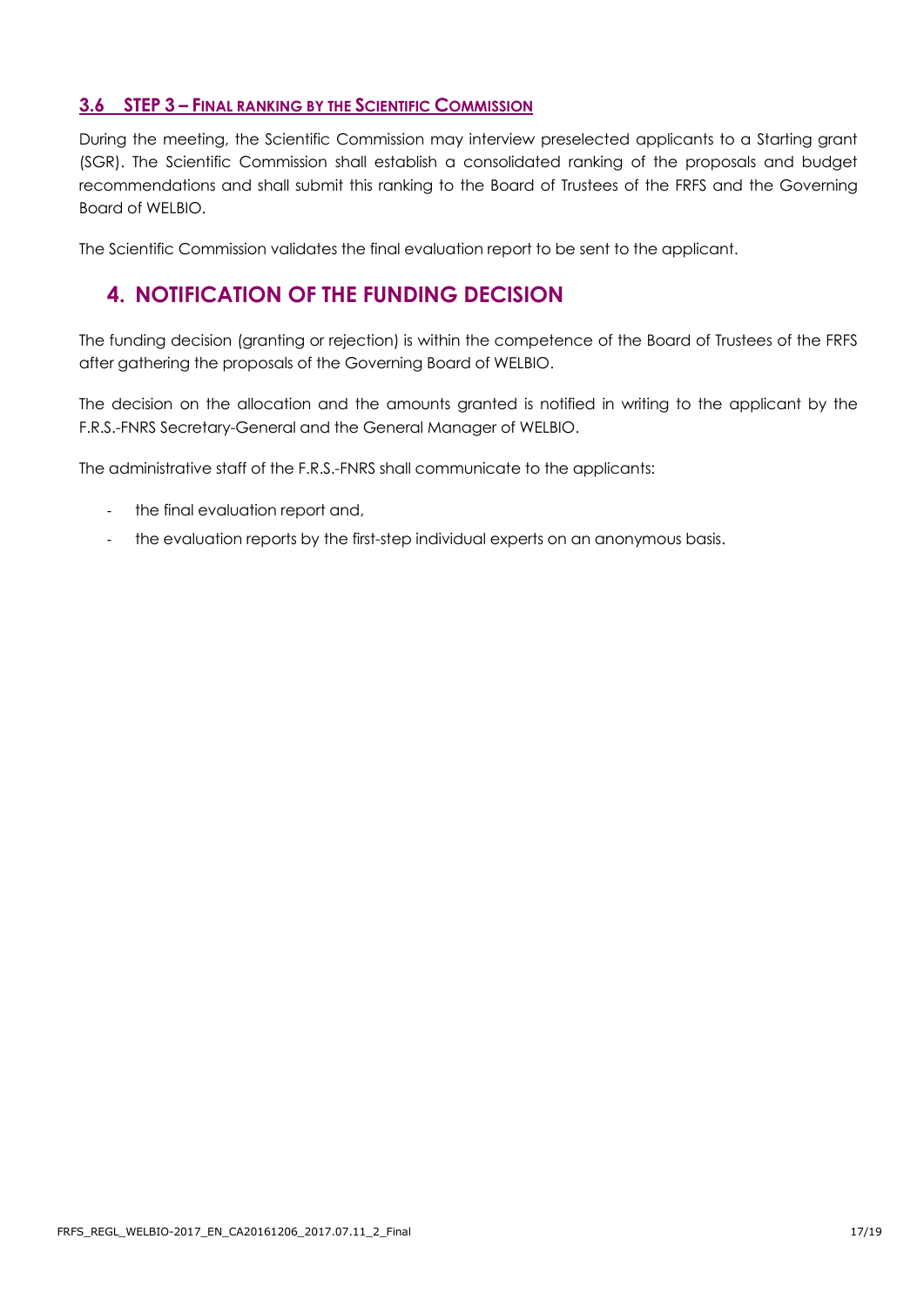### 3.6 STEP 3 – FINAL RANKING BY THE SCIENTIFIC COMMISSION

During the meeting, the Scientific Commission may interview preselected applicants to a Starting grant (SGR). The Scientific Commission shall establish a consolidated ranking of the proposals and budget recommendations and shall submit this ranking to the Board of Trustees of the FRFS and the Governing Board of WELBIO.

The Scientific Commission validates the final evaluation report to be sent to the applicant.

## 4. NOTIFICATION OF THE FUNDING DECISION

The funding decision (granting or rejection) is within the competence of the Board of Trustees of the FRFS after gathering the proposals of the Governing Board of WELBIO.

The decision on the allocation and the amounts granted is notified in writing to the applicant by the F.R.S.-FNRS Secretary-General and the General Manager of WELBIO.

The administrative staff of the F.R.S.-FNRS shall communicate to the applicants:

- the final evaluation report and,
- the evaluation reports by the first-step individual experts on an anonymous basis.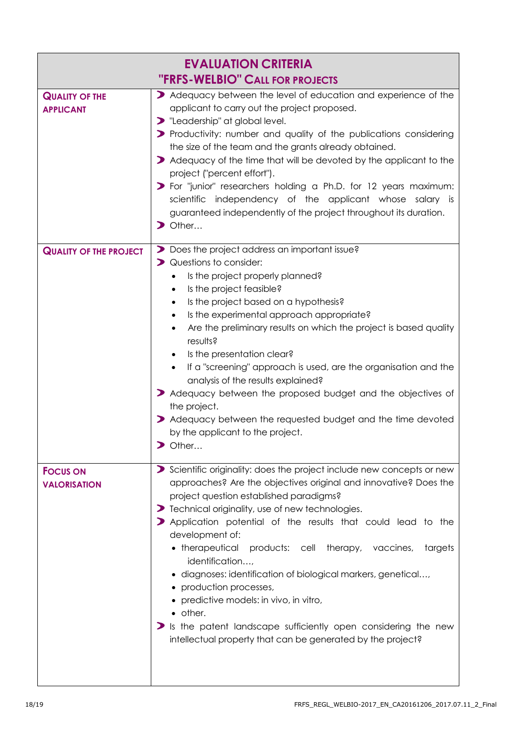| **EVALUATION CRITERIA** <br> **"FRFS-WELBIO" CALL FOR PROJECTS** | |
|---|---|
| **QUALITY OF THE APPLICANT** | ➤ Adequacy between the level of education and experience of the applicant to carry out the project proposed.<br>➤ "Leadership" at global level.<br>➤ Productivity: number and quality of the publications considering the size of the team and the grants already obtained.<br>➤ Adequacy of the time that will be devoted by the applicant to the project ("percent effort").<br>➤ For "junior" researchers holding a Ph.D. for 12 years maximum: scientific independency of the applicant whose salary is guaranteed independently of the project throughout its duration.<br>➤ Other… |
| **QUALITY OF THE PROJECT** | ➤ Does the project address an important issue?<br>➤ Questions to consider:<br>• Is the project properly planned?<br>• Is the project feasible?<br>• Is the project based on a hypothesis?<br>• Is the experimental approach appropriate?<br>• Are the preliminary results on which the project is based quality results?<br>• Is the presentation clear?<br>• If a "screening" approach is used, are the organisation and the analysis of the results explained?<br>➤ Adequacy between the proposed budget and the objectives of the project.<br>➤ Adequacy between the requested budget and the time devoted by the applicant to the project.<br>➤ Other… |
| **FOCUS ON VALORISATION** | ➤ Scientific originality: does the project include new concepts or new approaches? Are the objectives original and innovative? Does the project question established paradigms?<br>➤ Technical originality, use of new technologies.<br>➤ Application potential of the results that could lead to the development of:<br>• therapeutical products: cell therapy, vaccines, targets identification…,<br>• diagnoses: identification of biological markers, genetical…,<br>• production processes,<br>• predictive models: in vivo, in vitro,<br>• other.<br>➤ Is the patent landscape sufficiently open considering the new intellectual property that can be generated by the project? |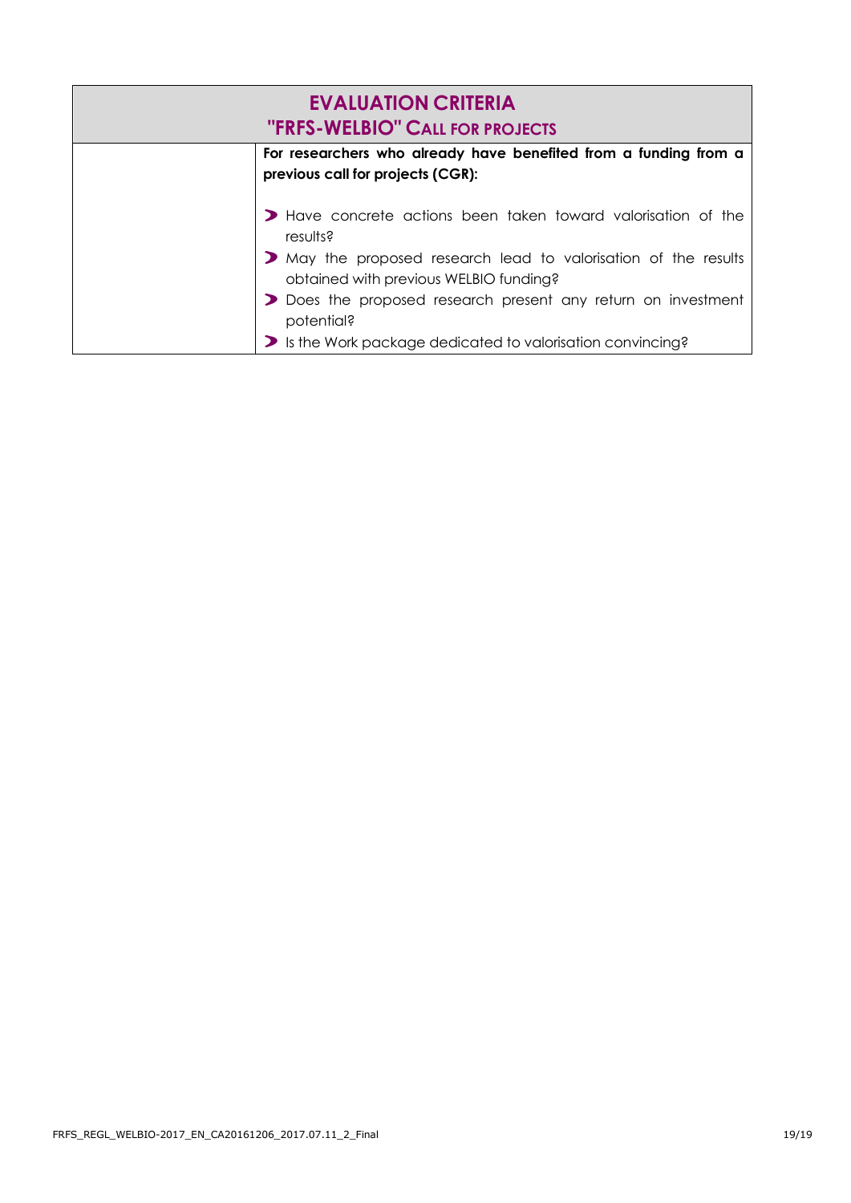| EVALUATION CRITERIA "FRFS-WELBIO" CALL FOR PROJECTS | |
|---|---|
| | **For researchers who already have benefited from a funding from a previous call for projects (CGR):**<br><br>- Have concrete actions been taken toward valorisation of the results?<br>- May the proposed research lead to valorisation of the results obtained with previous WELBIO funding?<br>- Does the proposed research present any return on investment potential?<br>- Is the Work package dedicated to valorisation convincing? |